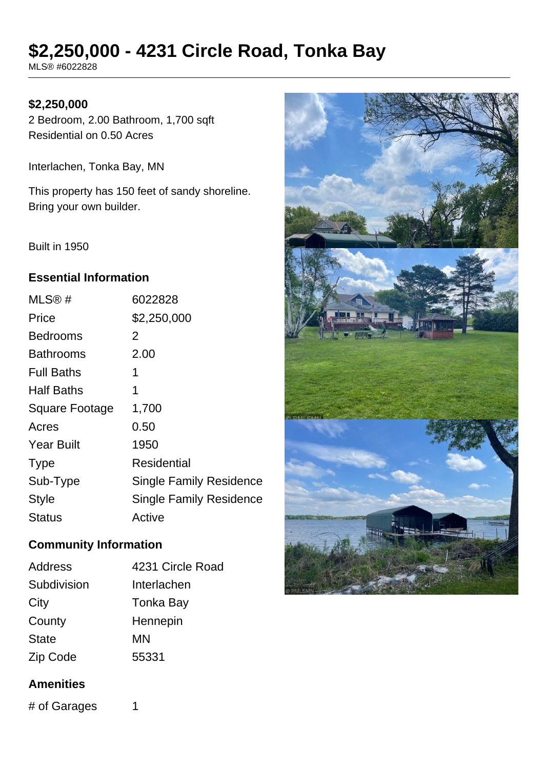# $2,250,000 - 4231 Circle Road, Tonka Bay

MLS® #6022828

**$2,250,000**

2 Bedroom, 2.00 Bathroom, 1,700 sqft
Residential on 0.50 Acres

Interlachen, Tonka Bay, MN

This property has 150 feet of sandy shoreline. Bring your own builder.

Built in 1950

### Essential Information

| | |
|---|---|
| MLS® # | 6022828 |
| Price | $2,250,000 |
| Bedrooms | 2 |
| Bathrooms | 2.00 |
| Full Baths | 1 |
| Half Baths | 1 |
| Square Footage | 1,700 |
| Acres | 0.50 |
| Year Built | 1950 |
| Type | Residential |
| Sub-Type | Single Family Residence |
| Style | Single Family Residence |
| Status | Active |

### Community Information

| | |
|---|---|
| Address | 4231 Circle Road |
| Subdivision | Interlachen |
| City | Tonka Bay |
| County | Hennepin |
| State | MN |
| Zip Code | 55331 |

### Amenities

| | |
|---|---|
| # of Garages | 1 |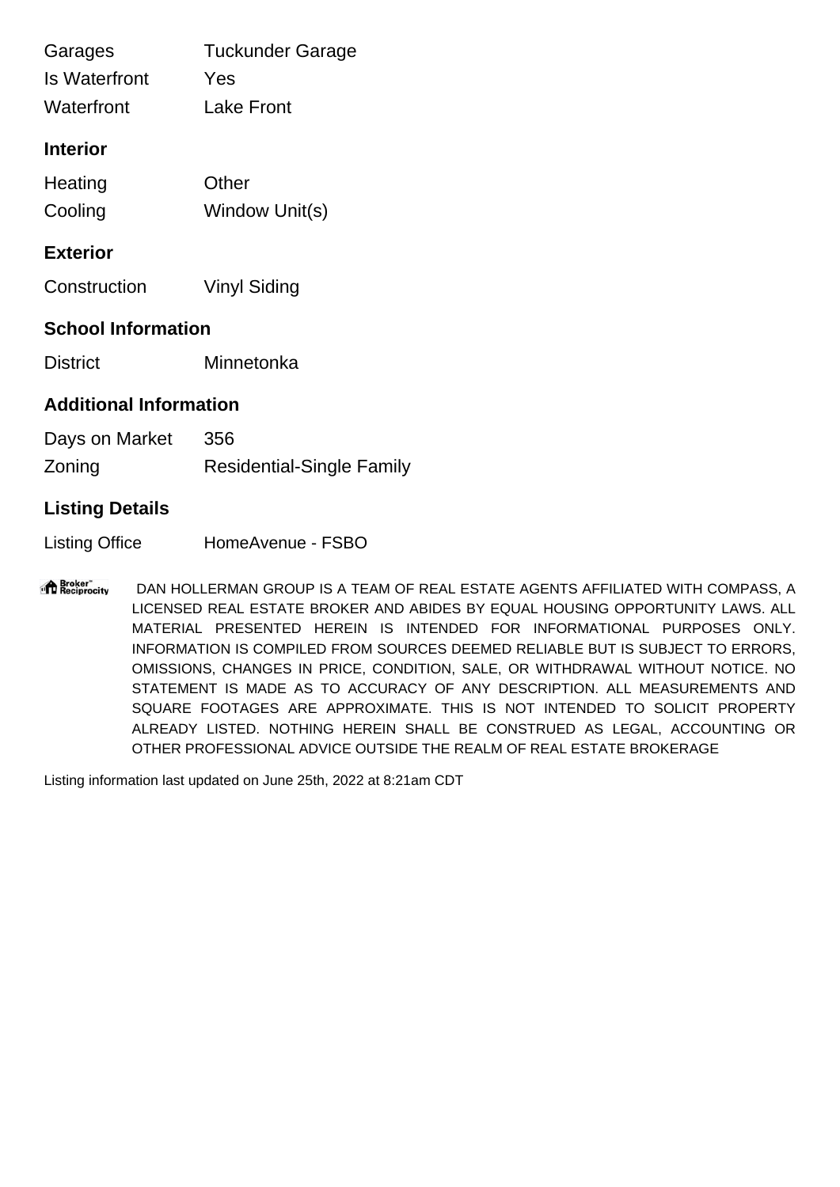| | |
|---|---|
| Garages | Tuckunder Garage |
| Is Waterfront | Yes |
| Waterfront | Lake Front |

### Interior

| | |
|---|---|
| Heating | Other |
| Cooling | Window Unit(s) |

### Exterior

| | |
|---|---|
| Construction | Vinyl Siding |

### School Information

| | |
|---|---|
| District | Minnetonka |

### Additional Information

| | |
|---|---|
| Days on Market | 356 |
| Zoning | Residential-Single Family |

### Listing Details

| | |
|---|---|
| Listing Office | HomeAvenue - FSBO |

Broker Reciprocity DAN HOLLERMAN GROUP IS A TEAM OF REAL ESTATE AGENTS AFFILIATED WITH COMPASS, A LICENSED REAL ESTATE BROKER AND ABIDES BY EQUAL HOUSING OPPORTUNITY LAWS. ALL MATERIAL PRESENTED HEREIN IS INTENDED FOR INFORMATIONAL PURPOSES ONLY. INFORMATION IS COMPILED FROM SOURCES DEEMED RELIABLE BUT IS SUBJECT TO ERRORS, OMISSIONS, CHANGES IN PRICE, CONDITION, SALE, OR WITHDRAWAL WITHOUT NOTICE. NO STATEMENT IS MADE AS TO ACCURACY OF ANY DESCRIPTION. ALL MEASUREMENTS AND SQUARE FOOTAGES ARE APPROXIMATE. THIS IS NOT INTENDED TO SOLICIT PROPERTY ALREADY LISTED. NOTHING HEREIN SHALL BE CONSTRUED AS LEGAL, ACCOUNTING OR OTHER PROFESSIONAL ADVICE OUTSIDE THE REALM OF REAL ESTATE BROKERAGE

Listing information last updated on June 25th, 2022 at 8:21am CDT